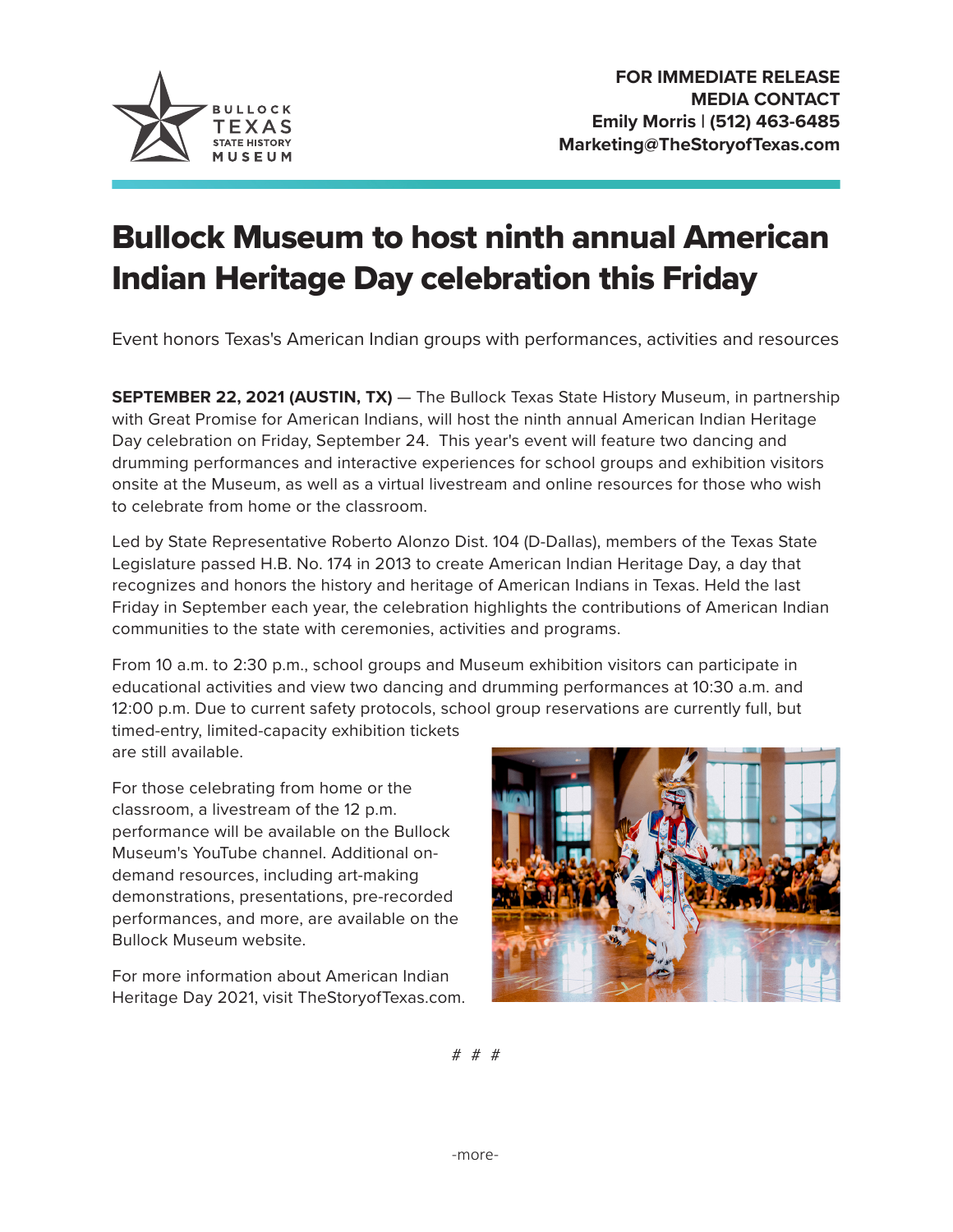BULLOCK TEXAS STATE HISTORY MUSEUM

**FOR IMMEDIATE RELEASE**
**MEDIA CONTACT**
**Emily Morris | (512) 463-6485**
**Marketing@TheStoryofTexas.com**

# Bullock Museum to host ninth annual American Indian Heritage Day celebration this Friday

Event honors Texas's American Indian groups with performances, activities and resources

**SEPTEMBER 22, 2021 (AUSTIN, TX)** — The Bullock Texas State History Museum, in partnership with Great Promise for American Indians, will host the ninth annual American Indian Heritage Day celebration on Friday, September 24. This year's event will feature two dancing and drumming performances and interactive experiences for school groups and exhibition visitors onsite at the Museum, as well as a virtual livestream and online resources for those who wish to celebrate from home or the classroom.

Led by State Representative Roberto Alonzo Dist. 104 (D-Dallas), members of the Texas State Legislature passed H.B. No. 174 in 2013 to create American Indian Heritage Day, a day that recognizes and honors the history and heritage of American Indians in Texas. Held the last Friday in September each year, the celebration highlights the contributions of American Indian communities to the state with ceremonies, activities and programs.

From 10 a.m. to 2:30 p.m., school groups and Museum exhibition visitors can participate in educational activities and view two dancing and drumming performances at 10:30 a.m. and 12:00 p.m. Due to current safety protocols, school group reservations are currently full, but timed-entry, limited-capacity exhibition tickets are still available.

For those celebrating from home or the classroom, a livestream of the 12 p.m. performance will be available on the Bullock Museum's YouTube channel. Additional on-demand resources, including art-making demonstrations, presentations, pre-recorded performances, and more, are available on the Bullock Museum website.

For more information about American Indian Heritage Day 2021, visit TheStoryofTexas.com.

# # #

-more-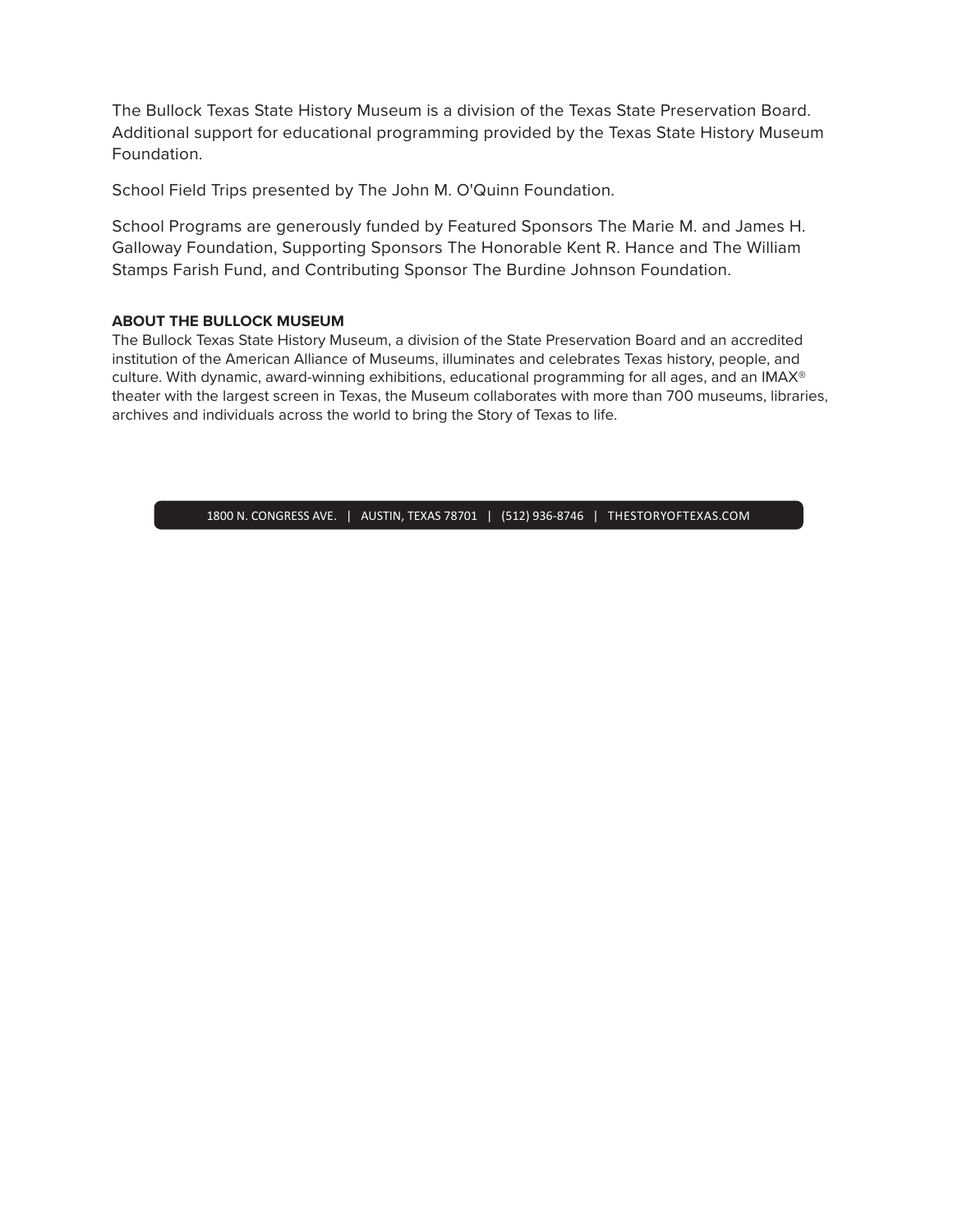The Bullock Texas State History Museum is a division of the Texas State Preservation Board. Additional support for educational programming provided by the Texas State History Museum Foundation.

School Field Trips presented by The John M. O'Quinn Foundation.

School Programs are generously funded by Featured Sponsors The Marie M. and James H. Galloway Foundation, Supporting Sponsors The Honorable Kent R. Hance and The William Stamps Farish Fund, and Contributing Sponsor The Burdine Johnson Foundation.

**ABOUT THE BULLOCK MUSEUM**

The Bullock Texas State History Museum, a division of the State Preservation Board and an accredited institution of the American Alliance of Museums, illuminates and celebrates Texas history, people, and culture. With dynamic, award-winning exhibitions, educational programming for all ages, and an IMAX® theater with the largest screen in Texas, the Museum collaborates with more than 700 museums, libraries, archives and individuals across the world to bring the Story of Texas to life.

1800 N. CONGRESS AVE. | AUSTIN, TEXAS 78701 | (512) 936-8746 | THESTORYOFTEXAS.COM